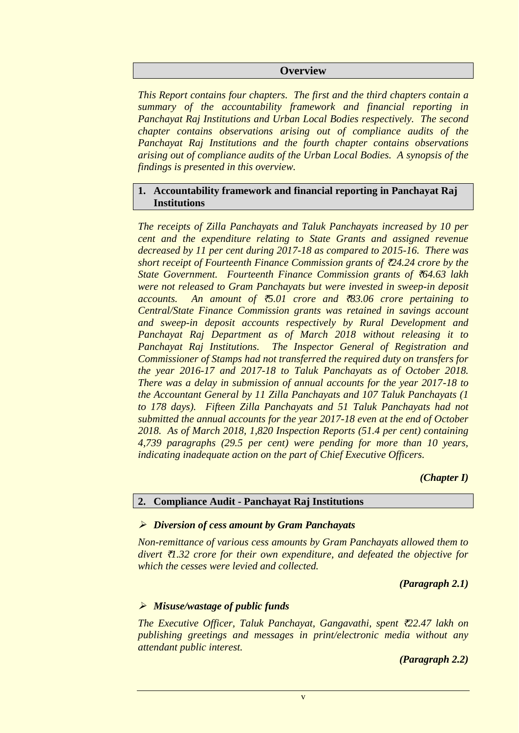# Overview

*This Report contains four chapters. The first and the third chapters contain a summary of the accountability framework and financial reporting in Panchayat Raj Institutions and Urban Local Bodies respectively. The second chapter contains observations arising out of compliance audits of the Panchayat Raj Institutions and the fourth chapter contains observations arising out of compliance audits of the Urban Local Bodies. A synopsis of the findings is presented in this overview.*

## 1. Accountability framework and financial reporting in Panchayat Raj Institutions

*The receipts of Zilla Panchayats and Taluk Panchayats increased by 10 per cent and the expenditure relating to State Grants and assigned revenue decreased by 11 per cent during 2017-18 as compared to 2015-16. There was short receipt of Fourteenth Finance Commission grants of ₹24.24 crore by the State Government. Fourteenth Finance Commission grants of ₹64.63 lakh were not released to Gram Panchayats but were invested in sweep-in deposit accounts. An amount of ₹5.01 crore and ₹83.06 crore pertaining to Central/State Finance Commission grants was retained in savings account and sweep-in deposit accounts respectively by Rural Development and Panchayat Raj Department as of March 2018 without releasing it to Panchayat Raj Institutions. The Inspector General of Registration and Commissioner of Stamps had not transferred the required duty on transfers for the year 2016-17 and 2017-18 to Taluk Panchayats as of October 2018. There was a delay in submission of annual accounts for the year 2017-18 to the Accountant General by 11 Zilla Panchayats and 107 Taluk Panchayats (1 to 178 days). Fifteen Zilla Panchayats and 51 Taluk Panchayats had not submitted the annual accounts for the year 2017-18 even at the end of October 2018. As of March 2018, 1,820 Inspection Reports (51.4 per cent) containing 4,739 paragraphs (29.5 per cent) were pending for more than 10 years, indicating inadequate action on the part of Chief Executive Officers.*

***(Chapter I)***

## 2. Compliance Audit - Panchayat Raj Institutions

- ***Diversion of cess amount by Gram Panchayats***

*Non-remittance of various cess amounts by Gram Panchayats allowed them to divert ₹1.32 crore for their own expenditure, and defeated the objective for which the cesses were levied and collected.*

***(Paragraph 2.1)***

- ***Misuse/wastage of public funds***

*The Executive Officer, Taluk Panchayat, Gangavathi, spent ₹22.47 lakh on publishing greetings and messages in print/electronic media without any attendant public interest.*

***(Paragraph 2.2)***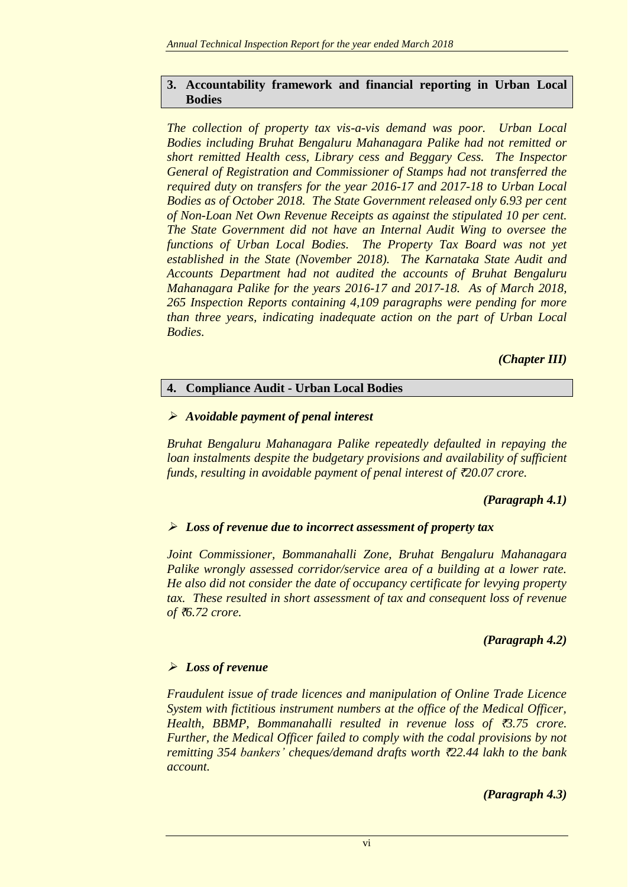## 3. Accountability framework and financial reporting in Urban Local Bodies

*The collection of property tax vis-a-vis demand was poor. Urban Local Bodies including Bruhat Bengaluru Mahanagara Palike had not remitted or short remitted Health cess, Library cess and Beggary Cess. The Inspector General of Registration and Commissioner of Stamps had not transferred the required duty on transfers for the year 2016-17 and 2017-18 to Urban Local Bodies as of October 2018. The State Government released only 6.93 per cent of Non-Loan Net Own Revenue Receipts as against the stipulated 10 per cent. The State Government did not have an Internal Audit Wing to oversee the functions of Urban Local Bodies. The Property Tax Board was not yet established in the State (November 2018). The Karnataka State Audit and Accounts Department had not audited the accounts of Bruhat Bengaluru Mahanagara Palike for the years 2016-17 and 2017-18. As of March 2018, 265 Inspection Reports containing 4,109 paragraphs were pending for more than three years, indicating inadequate action on the part of Urban Local Bodies.*

***(Chapter III)***

## 4. Compliance Audit - Urban Local Bodies

- ***Avoidable payment of penal interest***

*Bruhat Bengaluru Mahanagara Palike repeatedly defaulted in repaying the loan instalments despite the budgetary provisions and availability of sufficient funds, resulting in avoidable payment of penal interest of ₹20.07 crore.*

***(Paragraph 4.1)***

- ***Loss of revenue due to incorrect assessment of property tax***

*Joint Commissioner, Bommanahalli Zone, Bruhat Bengaluru Mahanagara Palike wrongly assessed corridor/service area of a building at a lower rate. He also did not consider the date of occupancy certificate for levying property tax. These resulted in short assessment of tax and consequent loss of revenue of ₹6.72 crore.*

***(Paragraph 4.2)***

- ***Loss of revenue***

*Fraudulent issue of trade licences and manipulation of Online Trade Licence System with fictitious instrument numbers at the office of the Medical Officer, Health, BBMP, Bommanahalli resulted in revenue loss of ₹3.75 crore. Further, the Medical Officer failed to comply with the codal provisions by not remitting 354 bankers' cheques/demand drafts worth ₹22.44 lakh to the bank account.*

***(Paragraph 4.3)***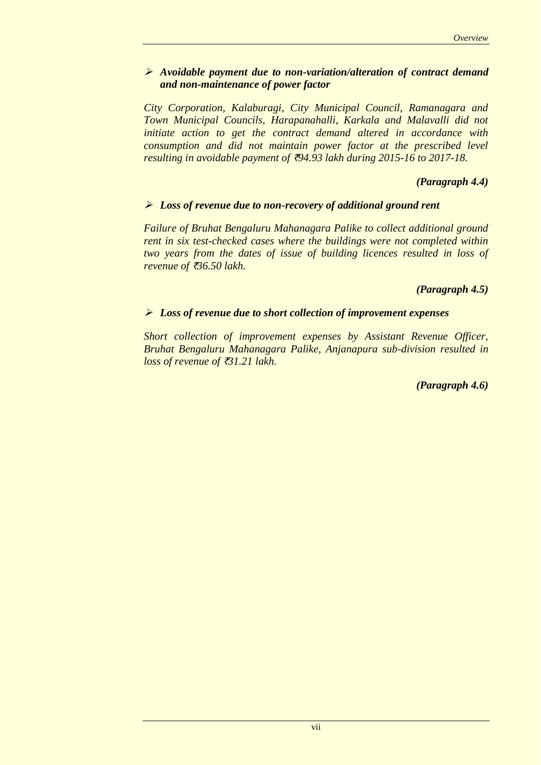- ***Avoidable payment due to non-variation/alteration of contract demand and non-maintenance of power factor***

*City Corporation, Kalaburagi, City Municipal Council, Ramanagara and Town Municipal Councils, Harapanahalli, Karkala and Malavalli did not initiate action to get the contract demand altered in accordance with consumption and did not maintain power factor at the prescribed level resulting in avoidable payment of ₹94.93 lakh during 2015-16 to 2017-18.*

***(Paragraph 4.4)***

- ***Loss of revenue due to non-recovery of additional ground rent***

*Failure of Bruhat Bengaluru Mahanagara Palike to collect additional ground rent in six test-checked cases where the buildings were not completed within two years from the dates of issue of building licences resulted in loss of revenue of ₹36.50 lakh.*

***(Paragraph 4.5)***

- ***Loss of revenue due to short collection of improvement expenses***

*Short collection of improvement expenses by Assistant Revenue Officer, Bruhat Bengaluru Mahanagara Palike, Anjanapura sub-division resulted in loss of revenue of ₹31.21 lakh.*

***(Paragraph 4.6)***